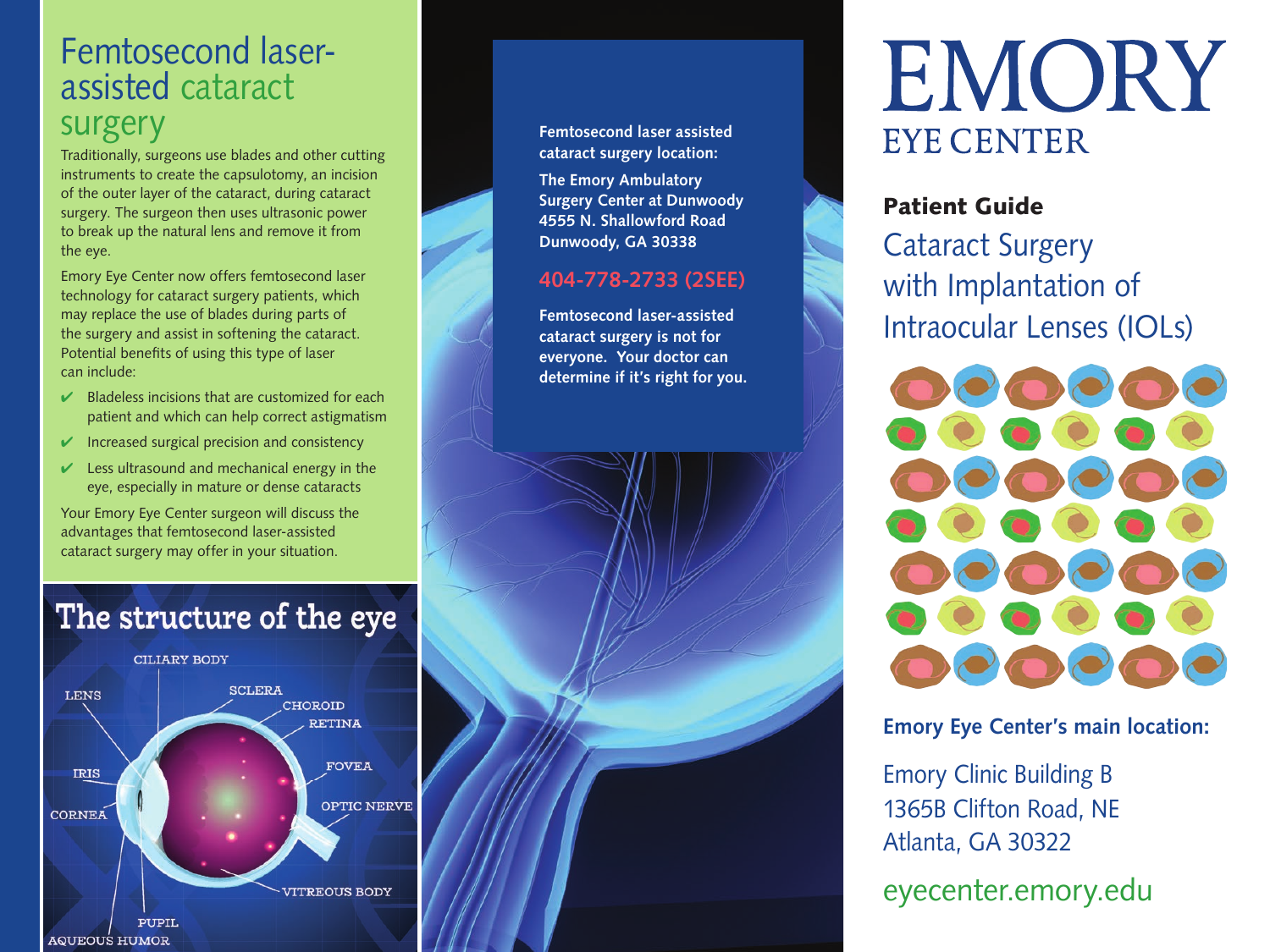## Femtosecond laser-assisted cataract surgery

Traditionally, surgeons use blades and other cutting instruments to create the capsulotomy, an incision of the outer layer of the cataract, during cataract surgery. The surgeon then uses ultrasonic power to break up the natural lens and remove it from the eye.

Emory Eye Center now offers femtosecond laser technology for cataract surgery patients, which may replace the use of blades during parts of the surgery and assist in softening the cataract. Potential benefits of using this type of laser can include:

- ✔ Bladeless incisions that are customized for each patient and which can help correct astigmatism
- ✔ Increased surgical precision and consistency
- ✔ Less ultrasound and mechanical energy in the eye, especially in mature or dense cataracts

Your Emory Eye Center surgeon will discuss the advantages that femtosecond laser-assisted cataract surgery may offer in your situation.

## The structure of the eye

CILIARY BODY, LENS, SCLERA, CHOROID, RETINA, IRIS, FOVEA, CORNEA, OPTIC NERVE, VITREOUS BODY, PUPIL, AQUEOUS HUMOR

**Femtosecond laser assisted cataract surgery location:**

**The Emory Ambulatory Surgery Center at Dunwoody**
**4555 N. Shallowford Road**
**Dunwoody, GA 30338**

**404-778-2733 (2SEE)**

**Femtosecond laser-assisted cataract surgery is not for everyone. Your doctor can determine if it's right for you.**

# EMORY
## EYE CENTER

**Patient Guide**

## Cataract Surgery with Implantation of Intraocular Lenses (IOLs)

**Emory Eye Center's main location:**

Emory Clinic Building B
1365B Clifton Road, NE
Atlanta, GA 30322

eyecenter.emory.edu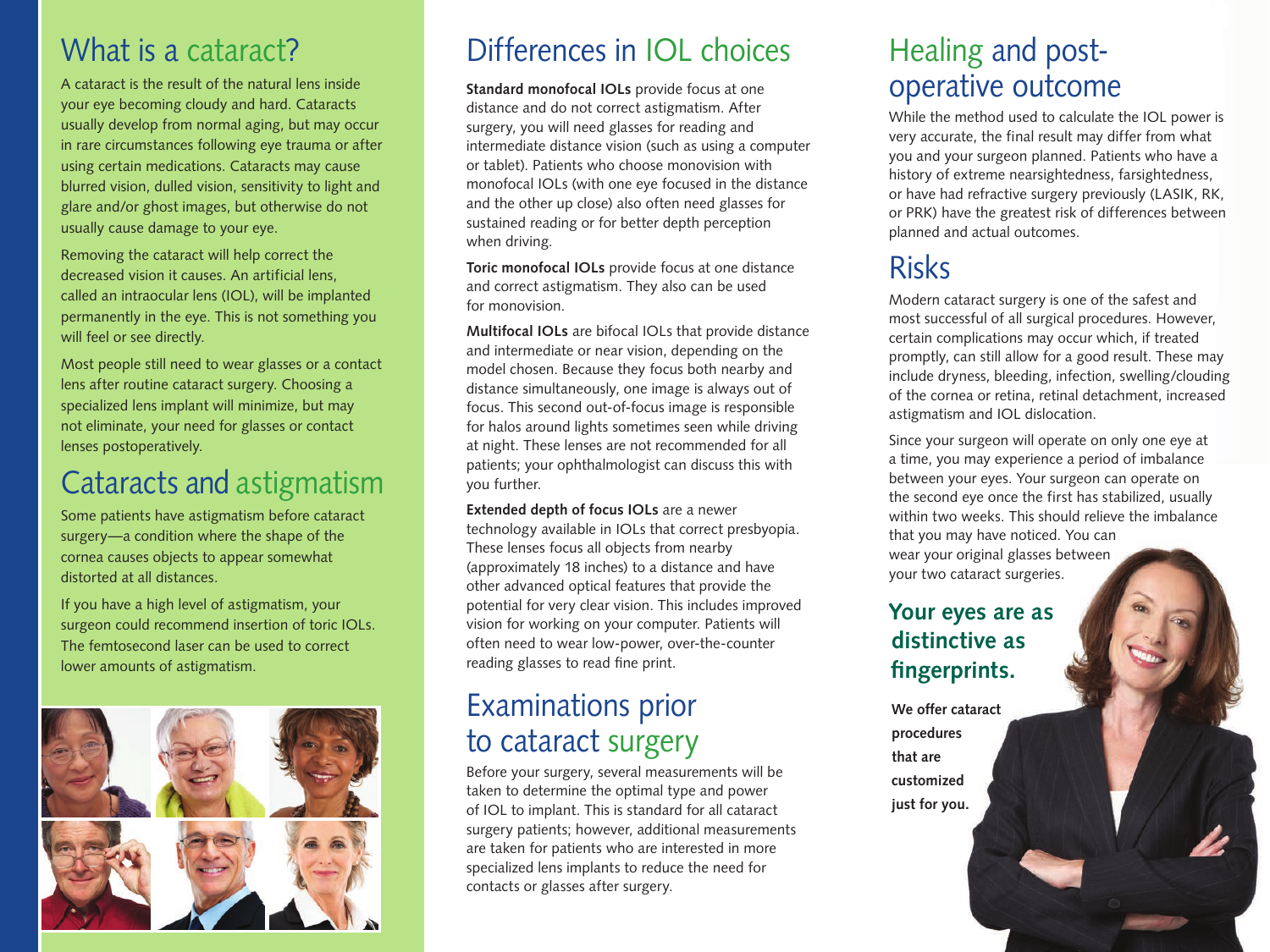## What is a cataract?

A cataract is the result of the natural lens inside your eye becoming cloudy and hard. Cataracts usually develop from normal aging, but may occur in rare circumstances following eye trauma or after using certain medications. Cataracts may cause blurred vision, dulled vision, sensitivity to light and glare and/or ghost images, but otherwise do not usually cause damage to your eye.

Removing the cataract will help correct the decreased vision it causes. An artificial lens, called an intraocular lens (IOL), will be implanted permanently in the eye. This is not something you will feel or see directly.

Most people still need to wear glasses or a contact lens after routine cataract surgery. Choosing a specialized lens implant will minimize, but may not eliminate, your need for glasses or contact lenses postoperatively.

## Cataracts and astigmatism

Some patients have astigmatism before cataract surgery—a condition where the shape of the cornea causes objects to appear somewhat distorted at all distances.

If you have a high level of astigmatism, your surgeon could recommend insertion of toric IOLs. The femtosecond laser can be used to correct lower amounts of astigmatism.

## Differences in IOL choices

**Standard monofocal IOLs** provide focus at one distance and do not correct astigmatism. After surgery, you will need glasses for reading and intermediate distance vision (such as using a computer or tablet). Patients who choose monovision with monofocal IOLs (with one eye focused in the distance and the other up close) also often need glasses for sustained reading or for better depth perception when driving.

**Toric monofocal IOLs** provide focus at one distance and correct astigmatism. They also can be used for monovision.

**Multifocal IOLs** are bifocal IOLs that provide distance and intermediate or near vision, depending on the model chosen. Because they focus both nearby and distance simultaneously, one image is always out of focus. This second out-of-focus image is responsible for halos around lights sometimes seen while driving at night. These lenses are not recommended for all patients; your ophthalmologist can discuss this with you further.

**Extended depth of focus IOLs** are a newer technology available in IOLs that correct presbyopia. These lenses focus all objects from nearby (approximately 18 inches) to a distance and have other advanced optical features that provide the potential for very clear vision. This includes improved vision for working on your computer. Patients will often need to wear low-power, over-the-counter reading glasses to read fine print.

## Examinations prior to cataract surgery

Before your surgery, several measurements will be taken to determine the optimal type and power of IOL to implant. This is standard for all cataract surgery patients; however, additional measurements are taken for patients who are interested in more specialized lens implants to reduce the need for contacts or glasses after surgery.

## Healing and post-operative outcome

While the method used to calculate the IOL power is very accurate, the final result may differ from what you and your surgeon planned. Patients who have a history of extreme nearsightedness, farsightedness, or have had refractive surgery previously (LASIK, RK, or PRK) have the greatest risk of differences between planned and actual outcomes.

## Risks

Modern cataract surgery is one of the safest and most successful of all surgical procedures. However, certain complications may occur which, if treated promptly, can still allow for a good result. These may include dryness, bleeding, infection, swelling/clouding of the cornea or retina, retinal detachment, increased astigmatism and IOL dislocation.

Since your surgeon will operate on only one eye at a time, you may experience a period of imbalance between your eyes. Your surgeon can operate on the second eye once the first has stabilized, usually within two weeks. This should relieve the imbalance that you may have noticed. You can wear your original glasses between your two cataract surgeries.

### Your eyes are as distinctive as fingerprints.

**We offer cataract procedures that are customized just for you.**